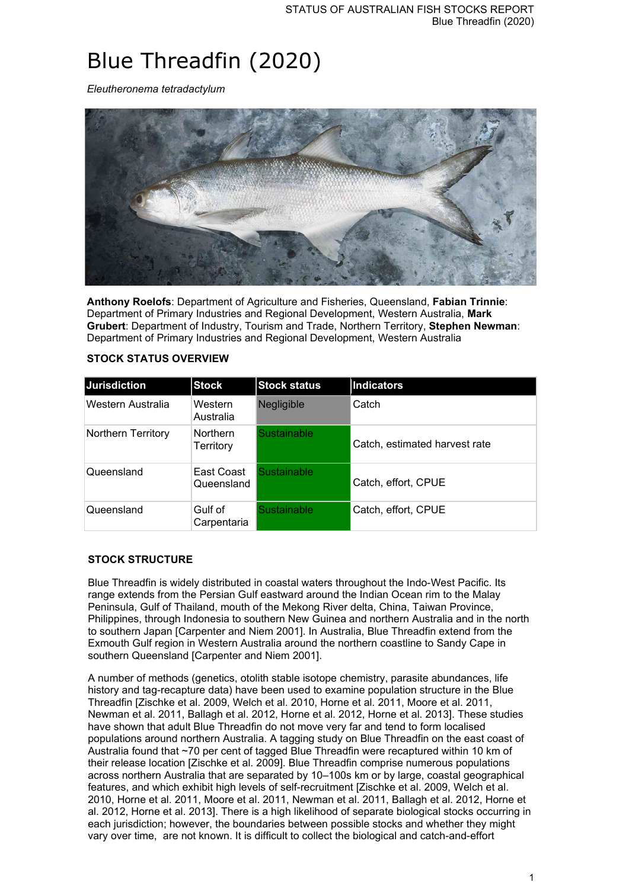# Blue Threadfin (2020)

*Eleutheronema tetradactylum*

**Anthony Roelofs**: Department of Agriculture and Fisheries, Queensland, **Fabian Trinnie**: Department of Primary Industries and Regional Development, Western Australia, **Mark Grubert**: Department of Industry, Tourism and Trade, Northern Territory, **Stephen Newman**: Department of Primary Industries and Regional Development, Western Australia

### STOCK STATUS OVERVIEW

| Jurisdiction | Stock | Stock status | Indicators |
| --- | --- | --- | --- |
| Western Australia | Western Australia | Negligible | Catch |
| Northern Territory | Northern Territory | Sustainable | Catch, estimated harvest rate |
| Queensland | East Coast Queensland | Sustainable | Catch, effort, CPUE |
| Queensland | Gulf of Carpentaria | Sustainable | Catch, effort, CPUE |

### STOCK STRUCTURE

Blue Threadfin is widely distributed in coastal waters throughout the Indo-West Pacific. Its range extends from the Persian Gulf eastward around the Indian Ocean rim to the Malay Peninsula, Gulf of Thailand, mouth of the Mekong River delta, China, Taiwan Province, Philippines, through Indonesia to southern New Guinea and northern Australia and in the north to southern Japan [Carpenter and Niem 2001]. In Australia, Blue Threadfin extend from the Exmouth Gulf region in Western Australia around the northern coastline to Sandy Cape in southern Queensland [Carpenter and Niem 2001].

A number of methods (genetics, otolith stable isotope chemistry, parasite abundances, life history and tag-recapture data) have been used to examine population structure in the Blue Threadfin [Zischke et al. 2009, Welch et al. 2010, Horne et al. 2011, Moore et al. 2011, Newman et al. 2011, Ballagh et al. 2012, Horne et al. 2012, Horne et al. 2013]. These studies have shown that adult Blue Threadfin do not move very far and tend to form localised populations around northern Australia. A tagging study on Blue Threadfin on the east coast of Australia found that ~70 per cent of tagged Blue Threadfin were recaptured within 10 km of their release location [Zischke et al. 2009]. Blue Threadfin comprise numerous populations across northern Australia that are separated by 10–100s km or by large, coastal geographical features, and which exhibit high levels of self-recruitment [Zischke et al. 2009, Welch et al. 2010, Horne et al. 2011, Moore et al. 2011, Newman et al. 2011, Ballagh et al. 2012, Horne et al. 2012, Horne et al. 2013]. There is a high likelihood of separate biological stocks occurring in each jurisdiction; however, the boundaries between possible stocks and whether they might vary over time, are not known. It is difficult to collect the biological and catch-and-effort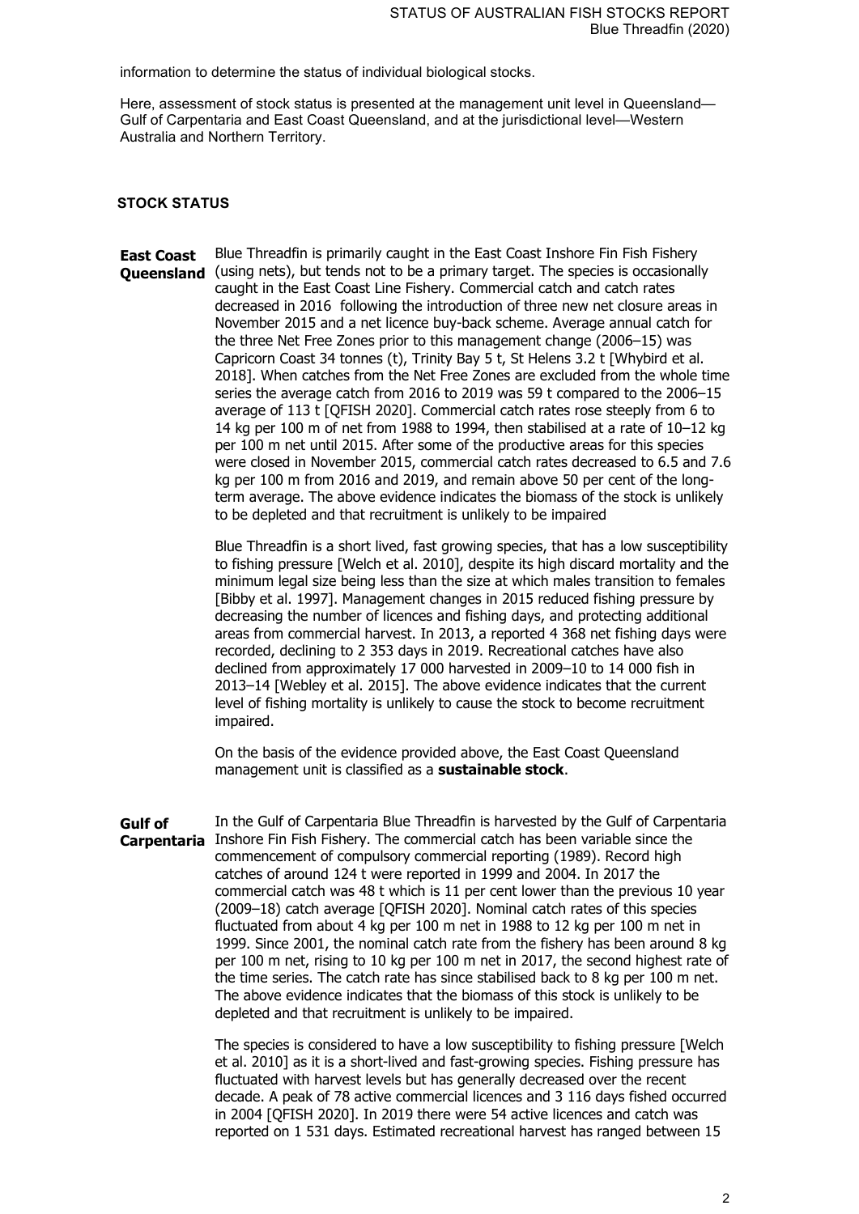information to determine the status of individual biological stocks.

Here, assessment of stock status is presented at the management unit level in Queensland—Gulf of Carpentaria and East Coast Queensland, and at the jurisdictional level—Western Australia and Northern Territory.

## STOCK STATUS

**East Coast Queensland**

Blue Threadfin is primarily caught in the East Coast Inshore Fin Fish Fishery (using nets), but tends not to be a primary target. The species is occasionally caught in the East Coast Line Fishery. Commercial catch and catch rates decreased in 2016 following the introduction of three new net closure areas in November 2015 and a net licence buy-back scheme. Average annual catch for the three Net Free Zones prior to this management change (2006–15) was Capricorn Coast 34 tonnes (t), Trinity Bay 5 t, St Helens 3.2 t [Whybird et al. 2018]. When catches from the Net Free Zones are excluded from the whole time series the average catch from 2016 to 2019 was 59 t compared to the 2006–15 average of 113 t [QFISH 2020]. Commercial catch rates rose steeply from 6 to 14 kg per 100 m of net from 1988 to 1994, then stabilised at a rate of 10–12 kg per 100 m net until 2015. After some of the productive areas for this species were closed in November 2015, commercial catch rates decreased to 6.5 and 7.6 kg per 100 m from 2016 and 2019, and remain above 50 per cent of the long-term average. The above evidence indicates the biomass of the stock is unlikely to be depleted and that recruitment is unlikely to be impaired

Blue Threadfin is a short lived, fast growing species, that has a low susceptibility to fishing pressure [Welch et al. 2010], despite its high discard mortality and the minimum legal size being less than the size at which males transition to females [Bibby et al. 1997]. Management changes in 2015 reduced fishing pressure by decreasing the number of licences and fishing days, and protecting additional areas from commercial harvest. In 2013, a reported 4 368 net fishing days were recorded, declining to 2 353 days in 2019. Recreational catches have also declined from approximately 17 000 harvested in 2009–10 to 14 000 fish in 2013–14 [Webley et al. 2015]. The above evidence indicates that the current level of fishing mortality is unlikely to cause the stock to become recruitment impaired.

On the basis of the evidence provided above, the East Coast Queensland management unit is classified as a **sustainable stock**.

**Gulf of Carpentaria**

In the Gulf of Carpentaria Blue Threadfin is harvested by the Gulf of Carpentaria Inshore Fin Fish Fishery. The commercial catch has been variable since the commencement of compulsory commercial reporting (1989). Record high catches of around 124 t were reported in 1999 and 2004. In 2017 the commercial catch was 48 t which is 11 per cent lower than the previous 10 year (2009–18) catch average [QFISH 2020]. Nominal catch rates of this species fluctuated from about 4 kg per 100 m net in 1988 to 12 kg per 100 m net in 1999. Since 2001, the nominal catch rate from the fishery has been around 8 kg per 100 m net, rising to 10 kg per 100 m net in 2017, the second highest rate of the time series. The catch rate has since stabilised back to 8 kg per 100 m net. The above evidence indicates that the biomass of this stock is unlikely to be depleted and that recruitment is unlikely to be impaired.

The species is considered to have a low susceptibility to fishing pressure [Welch et al. 2010] as it is a short-lived and fast-growing species. Fishing pressure has fluctuated with harvest levels but has generally decreased over the recent decade. A peak of 78 active commercial licences and 3 116 days fished occurred in 2004 [QFISH 2020]. In 2019 there were 54 active licences and catch was reported on 1 531 days. Estimated recreational harvest has ranged between 15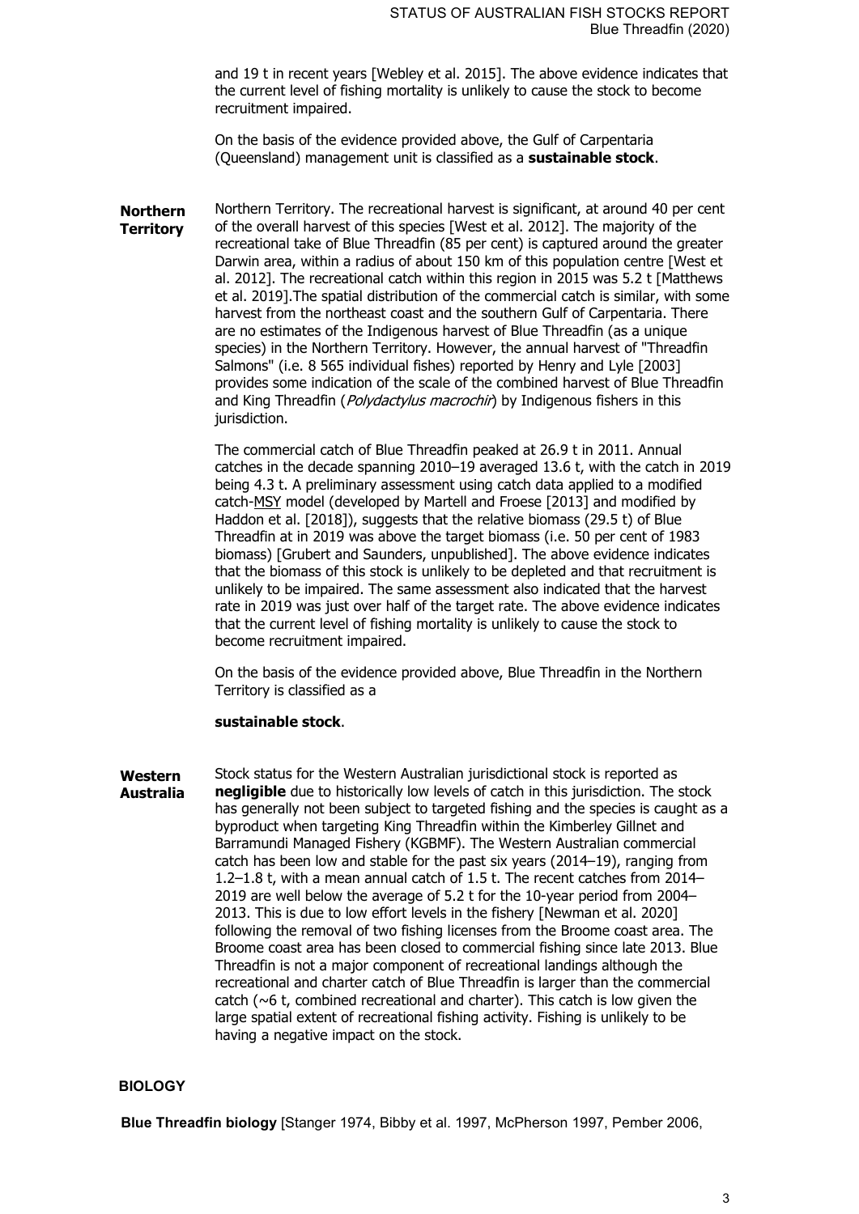and 19 t in recent years [Webley et al. 2015]. The above evidence indicates that the current level of fishing mortality is unlikely to cause the stock to become recruitment impaired.

On the basis of the evidence provided above, the Gulf of Carpentaria (Queensland) management unit is classified as a **sustainable stock**.

**Northern Territory**

Northern Territory. The recreational harvest is significant, at around 40 per cent of the overall harvest of this species [West et al. 2012]. The majority of the recreational take of Blue Threadfin (85 per cent) is captured around the greater Darwin area, within a radius of about 150 km of this population centre [West et al. 2012]. The recreational catch within this region in 2015 was 5.2 t [Matthews et al. 2019].The spatial distribution of the commercial catch is similar, with some harvest from the northeast coast and the southern Gulf of Carpentaria. There are no estimates of the Indigenous harvest of Blue Threadfin (as a unique species) in the Northern Territory. However, the annual harvest of "Threadfin Salmons" (i.e. 8 565 individual fishes) reported by Henry and Lyle [2003] provides some indication of the scale of the combined harvest of Blue Threadfin and King Threadfin (*Polydactylus macrochir*) by Indigenous fishers in this jurisdiction.

The commercial catch of Blue Threadfin peaked at 26.9 t in 2011. Annual catches in the decade spanning 2010–19 averaged 13.6 t, with the catch in 2019 being 4.3 t. A preliminary assessment using catch data applied to a modified catch-MSY model (developed by Martell and Froese [2013] and modified by Haddon et al. [2018]), suggests that the relative biomass (29.5 t) of Blue Threadfin at in 2019 was above the target biomass (i.e. 50 per cent of 1983 biomass) [Grubert and Saunders, unpublished]. The above evidence indicates that the biomass of this stock is unlikely to be depleted and that recruitment is unlikely to be impaired. The same assessment also indicated that the harvest rate in 2019 was just over half of the target rate. The above evidence indicates that the current level of fishing mortality is unlikely to cause the stock to become recruitment impaired.

On the basis of the evidence provided above, Blue Threadfin in the Northern Territory is classified as a

**sustainable stock**.

**Western Australia**

Stock status for the Western Australian jurisdictional stock is reported as **negligible** due to historically low levels of catch in this jurisdiction. The stock has generally not been subject to targeted fishing and the species is caught as a byproduct when targeting King Threadfin within the Kimberley Gillnet and Barramundi Managed Fishery (KGBMF). The Western Australian commercial catch has been low and stable for the past six years (2014–19), ranging from 1.2–1.8 t, with a mean annual catch of 1.5 t. The recent catches from 2014–2019 are well below the average of 5.2 t for the 10-year period from 2004–2013. This is due to low effort levels in the fishery [Newman et al. 2020] following the removal of two fishing licenses from the Broome coast area. The Broome coast area has been closed to commercial fishing since late 2013. Blue Threadfin is not a major component of recreational landings although the recreational and charter catch of Blue Threadfin is larger than the commercial catch (~6 t, combined recreational and charter). This catch is low given the large spatial extent of recreational fishing activity. Fishing is unlikely to be having a negative impact on the stock.

## BIOLOGY

**Blue Threadfin biology** [Stanger 1974, Bibby et al. 1997, McPherson 1997, Pember 2006,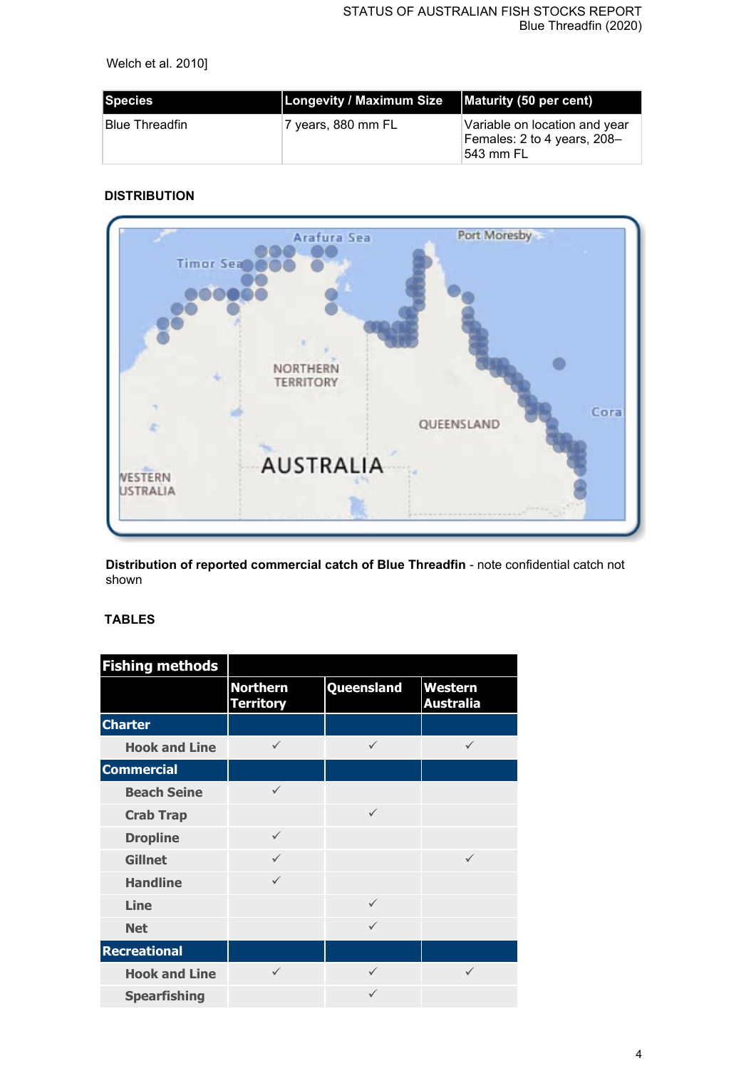Welch et al. 2010]

| Species | Longevity / Maximum Size | Maturity (50 per cent) |
|---|---|---|
| Blue Threadfin | 7 years, 880 mm FL | Variable on location and year Females: 2 to 4 years, 208–543 mm FL |

### DISTRIBUTION

**Distribution of reported commercial catch of Blue Threadfin** - note confidential catch not shown

### TABLES

| Fishing methods | | | |
|---|---|---|---|
| | Northern Territory | Queensland | Western Australia |
| **Charter** | | | |
| Hook and Line | ✓ | ✓ | ✓ |
| **Commercial** | | | |
| Beach Seine | ✓ | | |
| Crab Trap | | ✓ | |
| Dropline | ✓ | | |
| Gillnet | ✓ | | ✓ |
| Handline | ✓ | | |
| Line | | ✓ | |
| Net | | ✓ | |
| **Recreational** | | | |
| Hook and Line | ✓ | ✓ | ✓ |
| Spearfishing | | ✓ | |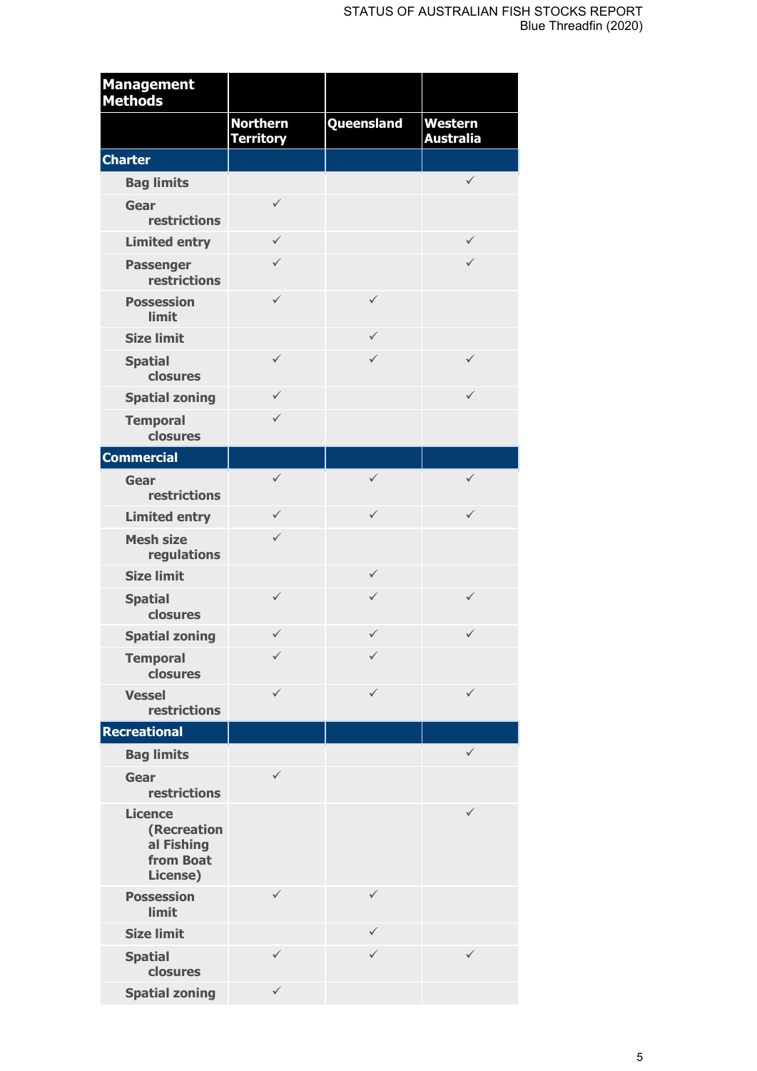| Management Methods | | | |
|---|---|---|---|
| | Northern Territory | Queensland | Western Australia |
| **Charter** | | | |
| Bag limits | | | ✓ |
| Gear restrictions | ✓ | | |
| Limited entry | ✓ | | ✓ |
| Passenger restrictions | ✓ | | ✓ |
| Possession limit | ✓ | ✓ | |
| Size limit | | ✓ | |
| Spatial closures | ✓ | ✓ | ✓ |
| Spatial zoning | ✓ | | ✓ |
| Temporal closures | ✓ | | |
| **Commercial** | | | |
| Gear restrictions | ✓ | ✓ | ✓ |
| Limited entry | ✓ | ✓ | ✓ |
| Mesh size regulations | ✓ | | |
| Size limit | | ✓ | |
| Spatial closures | ✓ | ✓ | ✓ |
| Spatial zoning | ✓ | ✓ | ✓ |
| Temporal closures | ✓ | ✓ | |
| Vessel restrictions | ✓ | ✓ | ✓ |
| **Recreational** | | | |
| Bag limits | | | ✓ |
| Gear restrictions | ✓ | | |
| Licence (Recreational Fishing from Boat License) | | | ✓ |
| Possession limit | ✓ | ✓ | |
| Size limit | | ✓ | |
| Spatial closures | ✓ | ✓ | ✓ |
| Spatial zoning | ✓ | | |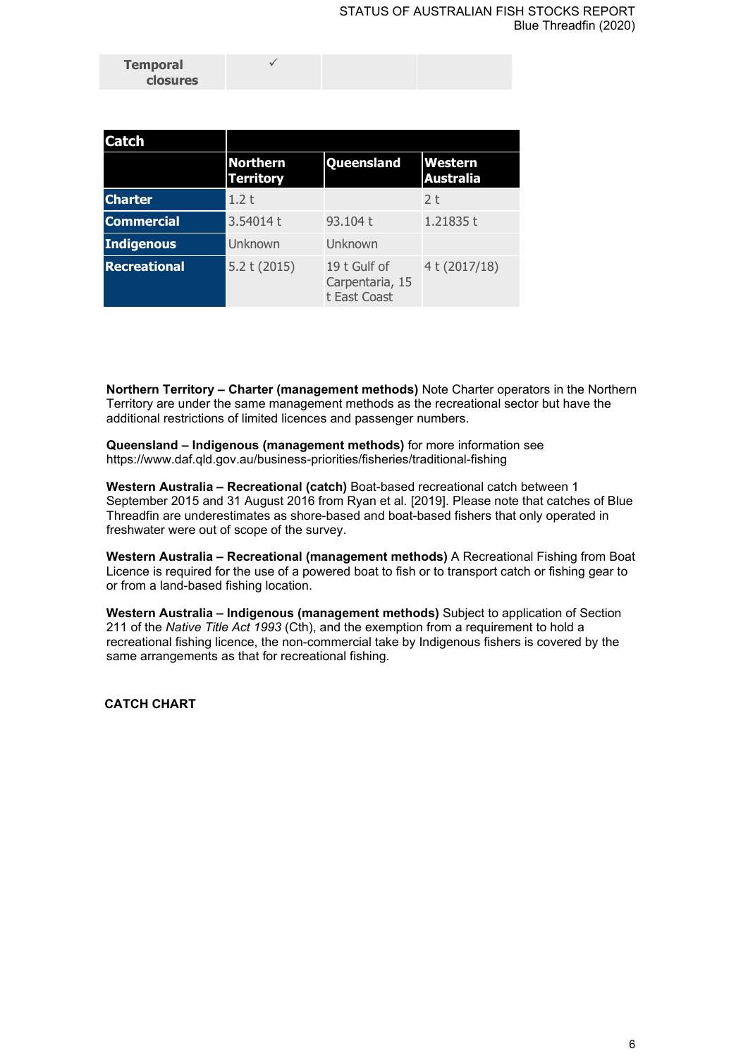| Temporal closures | ✓ | | |
| --- | --- | --- | --- |

| Catch | | | |
| --- | --- | --- | --- |
| | **Northern Territory** | **Queensland** | **Western Australia** |
| **Charter** | 1.2 t | | 2 t |
| **Commercial** | 3.54014 t | 93.104 t | 1.21835 t |
| **Indigenous** | Unknown | Unknown | |
| **Recreational** | 5.2 t (2015) | 19 t Gulf of Carpentaria, 15 t East Coast | 4 t (2017/18) |

**Northern Territory – Charter (management methods)** Note Charter operators in the Northern Territory are under the same management methods as the recreational sector but have the additional restrictions of limited licences and passenger numbers.

**Queensland – Indigenous (management methods)** for more information see https://www.daf.qld.gov.au/business-priorities/fisheries/traditional-fishing

**Western Australia – Recreational (catch)** Boat-based recreational catch between 1 September 2015 and 31 August 2016 from Ryan et al. [2019]. Please note that catches of Blue Threadfin are underestimates as shore-based and boat-based fishers that only operated in freshwater were out of scope of the survey.

**Western Australia – Recreational (management methods)** A Recreational Fishing from Boat Licence is required for the use of a powered boat to fish or to transport catch or fishing gear to or from a land-based fishing location.

**Western Australia – Indigenous (management methods)** Subject to application of Section 211 of the *Native Title Act 1993* (Cth), and the exemption from a requirement to hold a recreational fishing licence, the non-commercial take by Indigenous fishers is covered by the same arrangements as that for recreational fishing.

**CATCH CHART**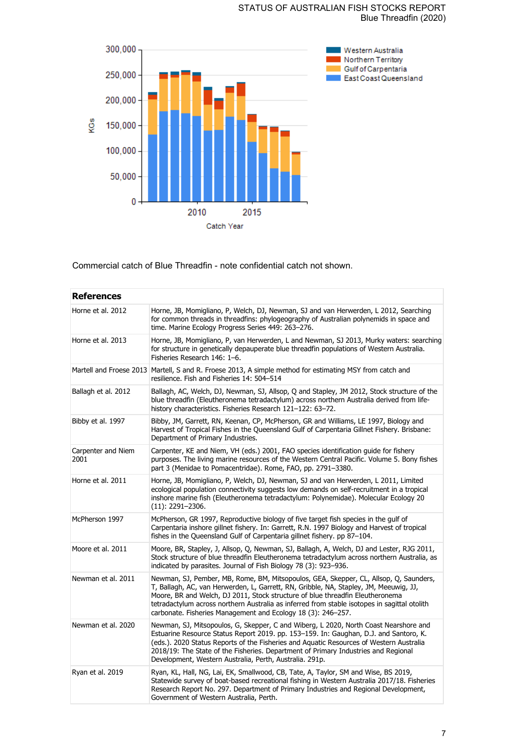Commercial catch of Blue Threadfin - note confidential catch not shown.

| References | |
|---|---|
| Horne et al. 2012 | Horne, JB, Momigliano, P, Welch, DJ, Newman, SJ and van Herwerden, L 2012, Searching for common threads in threadfins: phylogeography of Australian polynemids in space and time. Marine Ecology Progress Series 449: 263–276. |
| Horne et al. 2013 | Horne, JB, Momigliano, P, van Herwerden, L and Newman, SJ 2013, Murky waters: searching for structure in genetically depauperate blue threadfin populations of Western Australia. Fisheries Research 146: 1–6. |
| Martell and Froese 2013 | Martell, S and R. Froese 2013, A simple method for estimating MSY from catch and resilience. Fish and Fisheries 14: 504–514 |
| Ballagh et al. 2012 | Ballagh, AC, Welch, DJ, Newman, SJ, Allsop, Q and Stapley, JM 2012, Stock structure of the blue threadfin (Eleutheronema tetradactylum) across northern Australia derived from life-history characteristics. Fisheries Research 121–122: 63–72. |
| Bibby et al. 1997 | Bibby, JM, Garrett, RN, Keenan, CP, McPherson, GR and Williams, LE 1997, Biology and Harvest of Tropical Fishes in the Queensland Gulf of Carpentaria Gillnet Fishery. Brisbane: Department of Primary Industries. |
| Carpenter and Niem 2001 | Carpenter, KE and Niem, VH (eds.) 2001, FAO species identification guide for fishery purposes. The living marine resources of the Western Central Pacific. Volume 5. Bony fishes part 3 (Menidae to Pomacentridae). Rome, FAO, pp. 2791–3380. |
| Horne et al. 2011 | Horne, JB, Momigliano, P, Welch, DJ, Newman, SJ and van Herwerden, L 2011, Limited ecological population connectivity suggests low demands on self-recruitment in a tropical inshore marine fish (Eleutheronema tetradactylum: Polynemidae). Molecular Ecology 20 (11): 2291–2306. |
| McPherson 1997 | McPherson, GR 1997, Reproductive biology of five target fish species in the gulf of Carpentaria inshore gillnet fishery. In: Garrett, R.N. 1997 Biology and Harvest of tropical fishes in the Queensland Gulf of Carpentaria gillnet fishery. pp 87–104. |
| Moore et al. 2011 | Moore, BR, Stapley, J, Allsop, Q, Newman, SJ, Ballagh, A, Welch, DJ and Lester, RJG 2011, Stock structure of blue threadfin Eleutheronema tetradactylum across northern Australia, as indicated by parasites. Journal of Fish Biology 78 (3): 923–936. |
| Newman et al. 2011 | Newman, SJ, Pember, MB, Rome, BM, Mitsopoulos, GEA, Skepper, CL, Allsop, Q, Saunders, T, Ballagh, AC, van Herwerden, L, Garrett, RN, Gribble, NA, Stapley, JM, Meeuwig, JJ, Moore, BR and Welch, DJ 2011, Stock structure of blue threadfin Eleutheronema tetradactylum across northern Australia as inferred from stable isotopes in sagittal otolith carbonate. Fisheries Management and Ecology 18 (3): 246–257. |
| Newman et al. 2020 | Newman, SJ, Mitsopoulos, G, Skepper, C and Wiberg, L 2020, North Coast Nearshore and Estuarine Resource Status Report 2019. pp. 153–159. In: Gaughan, D.J. and Santoro, K. (eds.). 2020 Status Reports of the Fisheries and Aquatic Resources of Western Australia 2018/19: The State of the Fisheries. Department of Primary Industries and Regional Development, Western Australia, Perth, Australia. 291p. |
| Ryan et al. 2019 | Ryan, KL, Hall, NG, Lai, EK, Smallwood, CB, Tate, A, Taylor, SM and Wise, BS 2019, Statewide survey of boat-based recreational fishing in Western Australia 2017/18. Fisheries Research Report No. 297. Department of Primary Industries and Regional Development, Government of Western Australia, Perth. |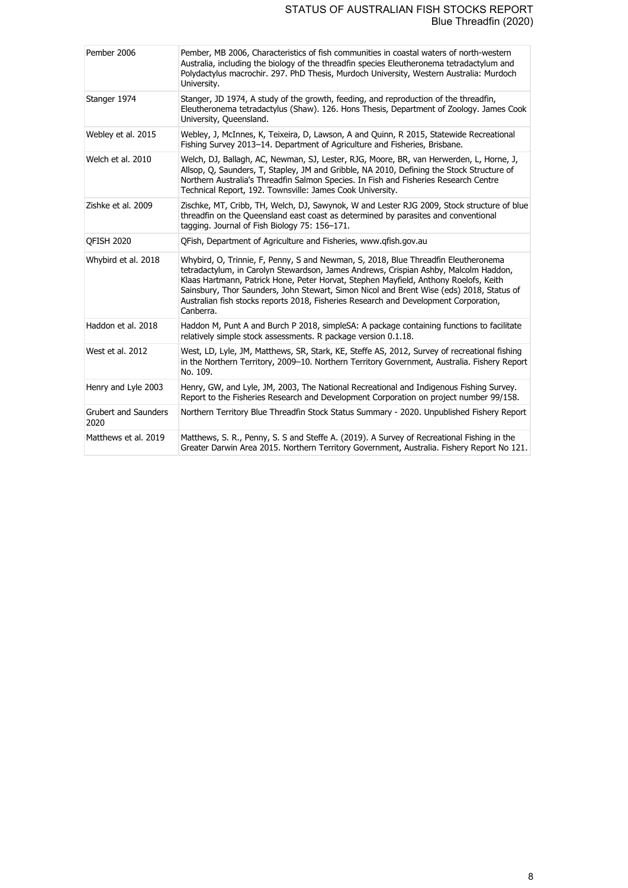| | |
|---|---|
| Pember 2006 | Pember, MB 2006, Characteristics of fish communities in coastal waters of north-western Australia, including the biology of the threadfin species Eleutheronema tetradactylum and Polydactylus macrochir. 297. PhD Thesis, Murdoch University, Western Australia: Murdoch University. |
| Stanger 1974 | Stanger, JD 1974, A study of the growth, feeding, and reproduction of the threadfin, Eleutheronema tetradactylus (Shaw). 126. Hons Thesis, Department of Zoology. James Cook University, Queensland. |
| Webley et al. 2015 | Webley, J, McInnes, K, Teixeira, D, Lawson, A and Quinn, R 2015, Statewide Recreational Fishing Survey 2013–14. Department of Agriculture and Fisheries, Brisbane. |
| Welch et al. 2010 | Welch, DJ, Ballagh, AC, Newman, SJ, Lester, RJG, Moore, BR, van Herwerden, L, Horne, J, Allsop, Q, Saunders, T, Stapley, JM and Gribble, NA 2010, Defining the Stock Structure of Northern Australia's Threadfin Salmon Species. In Fish and Fisheries Research Centre Technical Report, 192. Townsville: James Cook University. |
| Zishke et al. 2009 | Zischke, MT, Cribb, TH, Welch, DJ, Sawynok, W and Lester RJG 2009, Stock structure of blue threadfin on the Queensland east coast as determined by parasites and conventional tagging. Journal of Fish Biology 75: 156–171. |
| QFISH 2020 | QFish, Department of Agriculture and Fisheries, www.qfish.gov.au |
| Whybird et al. 2018 | Whybird, O, Trinnie, F, Penny, S and Newman, S, 2018, Blue Threadfin Eleutheronema tetradactylum, in Carolyn Stewardson, James Andrews, Crispian Ashby, Malcolm Haddon, Klaas Hartmann, Patrick Hone, Peter Horvat, Stephen Mayfield, Anthony Roelofs, Keith Sainsbury, Thor Saunders, John Stewart, Simon Nicol and Brent Wise (eds) 2018, Status of Australian fish stocks reports 2018, Fisheries Research and Development Corporation, Canberra. |
| Haddon et al. 2018 | Haddon M, Punt A and Burch P 2018, simpleSA: A package containing functions to facilitate relatively simple stock assessments. R package version 0.1.18. |
| West et al. 2012 | West, LD, Lyle, JM, Matthews, SR, Stark, KE, Steffe AS, 2012, Survey of recreational fishing in the Northern Territory, 2009–10. Northern Territory Government, Australia. Fishery Report No. 109. |
| Henry and Lyle 2003 | Henry, GW, and Lyle, JM, 2003, The National Recreational and Indigenous Fishing Survey. Report to the Fisheries Research and Development Corporation on project number 99/158. |
| Grubert and Saunders 2020 | Northern Territory Blue Threadfin Stock Status Summary - 2020. Unpublished Fishery Report |
| Matthews et al. 2019 | Matthews, S. R., Penny, S. S and Steffe A. (2019). A Survey of Recreational Fishing in the Greater Darwin Area 2015. Northern Territory Government, Australia. Fishery Report No 121. |